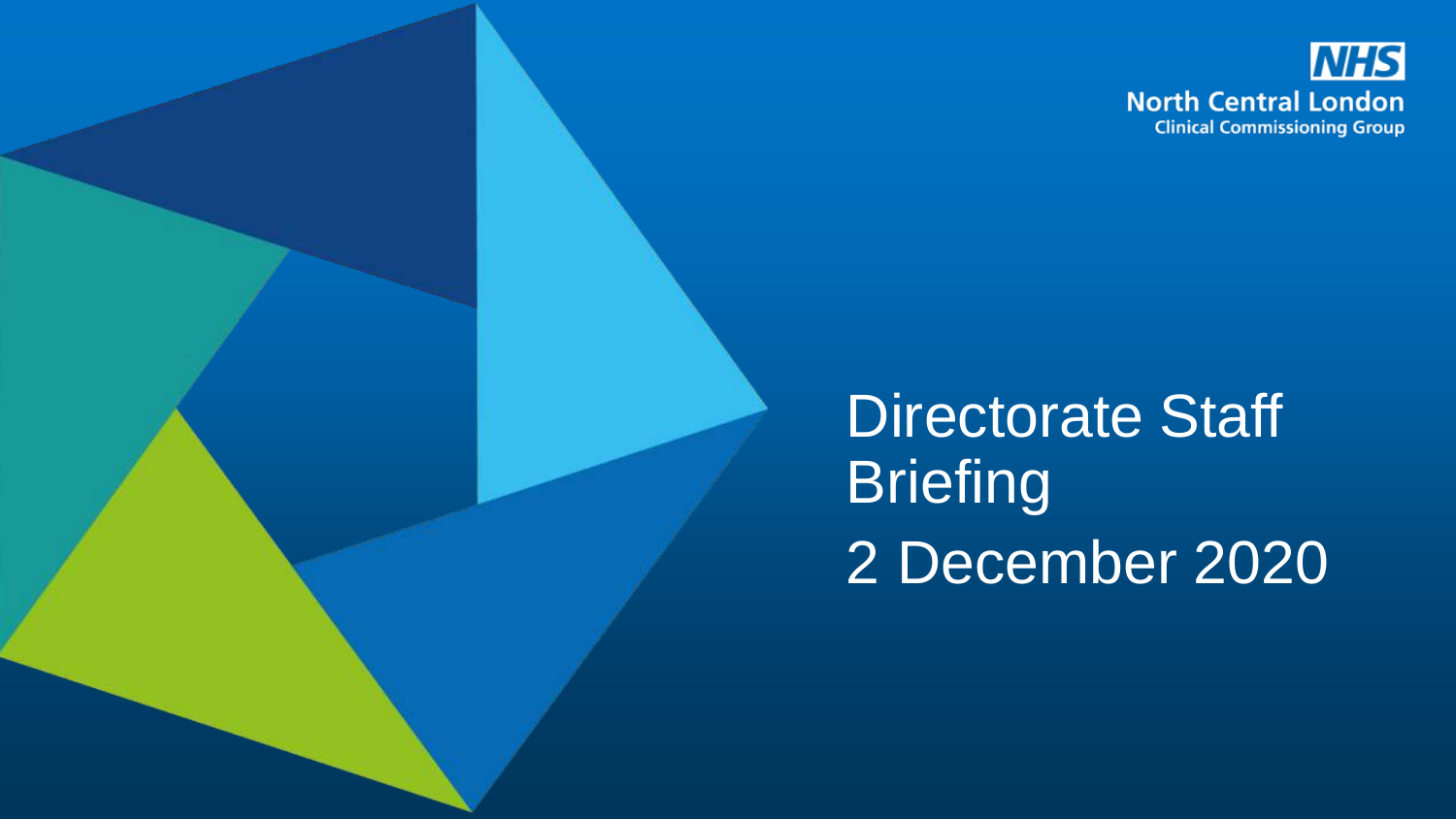NHS

North Central London

Clinical Commissioning Group

# Directorate Staff Briefing

2 December 2020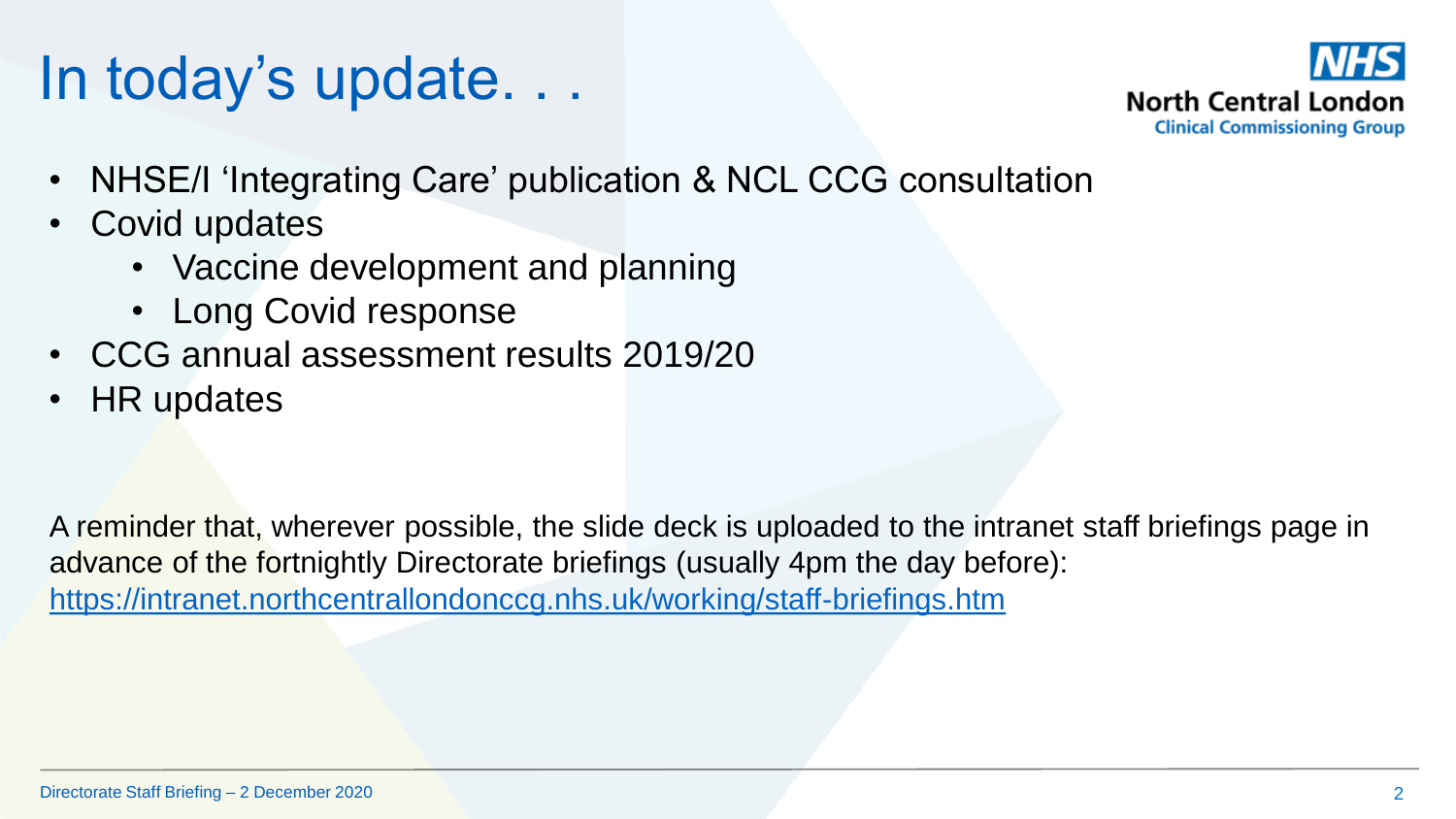# In today's update. . .

- NHSE/I 'Integrating Care' publication & NCL CCG consultation
- Covid updates
  - Vaccine development and planning
  - Long Covid response
- CCG annual assessment results 2019/20
- HR updates

A reminder that, wherever possible, the slide deck is uploaded to the intranet staff briefings page in advance of the fortnightly Directorate briefings (usually 4pm the day before): https://intranet.northcentrallondonccg.nhs.uk/working/staff-briefings.htm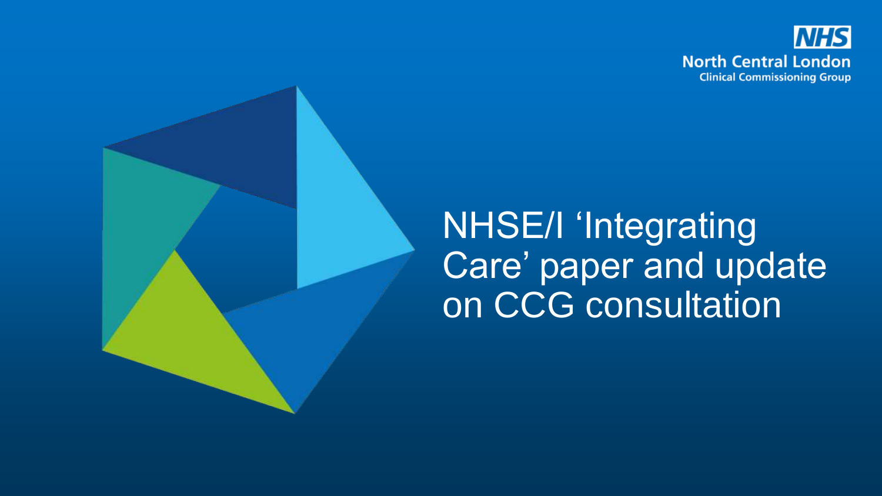NHS
North Central London
Clinical Commissioning Group

# NHSE/I 'Integrating Care' paper and update on CCG consultation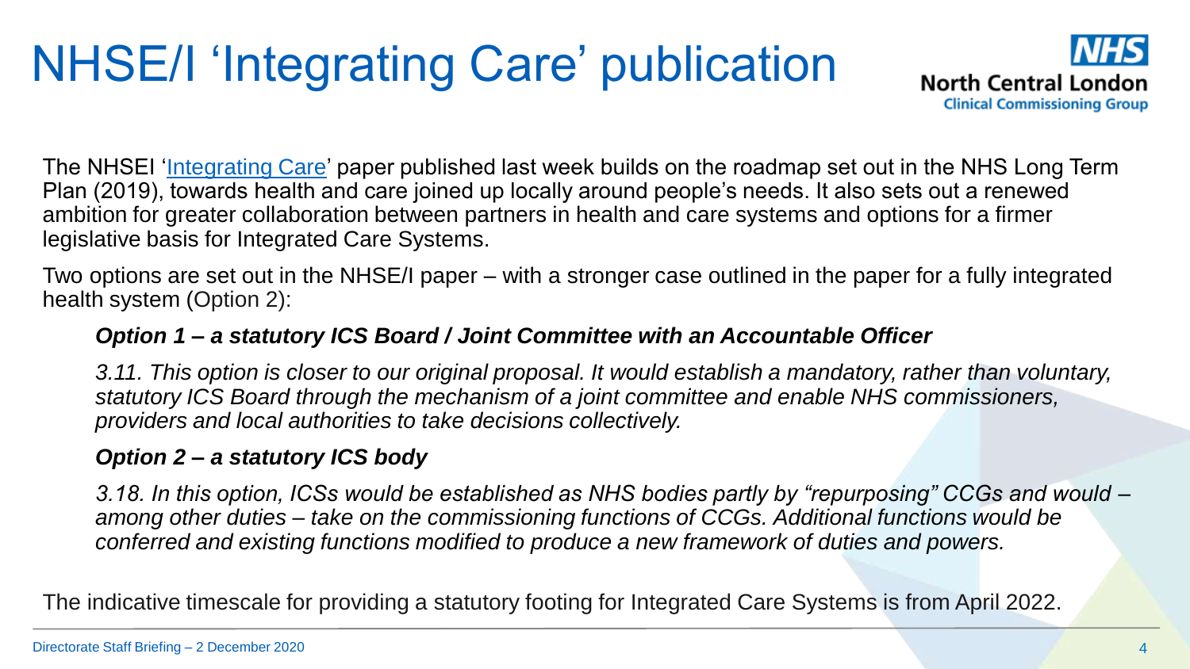# NHSE/I 'Integrating Care' publication

The NHSEI 'Integrating Care' paper published last week builds on the roadmap set out in the NHS Long Term Plan (2019), towards health and care joined up locally around people's needs. It also sets out a renewed ambition for greater collaboration between partners in health and care systems and options for a firmer legislative basis for Integrated Care Systems.

Two options are set out in the NHSE/I paper – with a stronger case outlined in the paper for a fully integrated health system (Option 2):

***Option 1 – a statutory ICS Board / Joint Committee with an Accountable Officer***

*3.11. This option is closer to our original proposal. It would establish a mandatory, rather than voluntary, statutory ICS Board through the mechanism of a joint committee and enable NHS commissioners, providers and local authorities to take decisions collectively.*

***Option 2 – a statutory ICS body***

*3.18. In this option, ICSs would be established as NHS bodies partly by "repurposing" CCGs and would – among other duties – take on the commissioning functions of CCGs. Additional functions would be conferred and existing functions modified to produce a new framework of duties and powers.*

The indicative timescale for providing a statutory footing for Integrated Care Systems is from April 2022.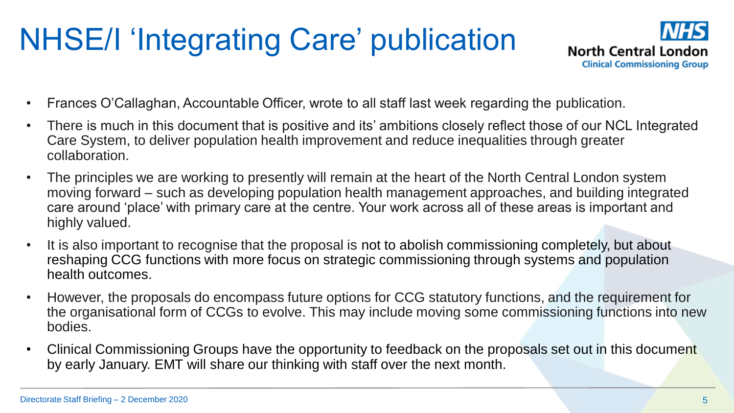# NHSE/I 'Integrating Care' publication

NHS North Central London Clinical Commissioning Group

- Frances O'Callaghan, Accountable Officer, wrote to all staff last week regarding the publication.
- There is much in this document that is positive and its' ambitions closely reflect those of our NCL Integrated Care System, to deliver population health improvement and reduce inequalities through greater collaboration.
- The principles we are working to presently will remain at the heart of the North Central London system moving forward – such as developing population health management approaches, and building integrated care around 'place' with primary care at the centre. Your work across all of these areas is important and highly valued.
- It is also important to recognise that the proposal is not to abolish commissioning completely, but about reshaping CCG functions with more focus on strategic commissioning through systems and population health outcomes.
- However, the proposals do encompass future options for CCG statutory functions, and the requirement for the organisational form of CCGs to evolve. This may include moving some commissioning functions into new bodies.
- Clinical Commissioning Groups have the opportunity to feedback on the proposals set out in this document by early January. EMT will share our thinking with staff over the next month.

Directorate Staff Briefing – 2 December 2020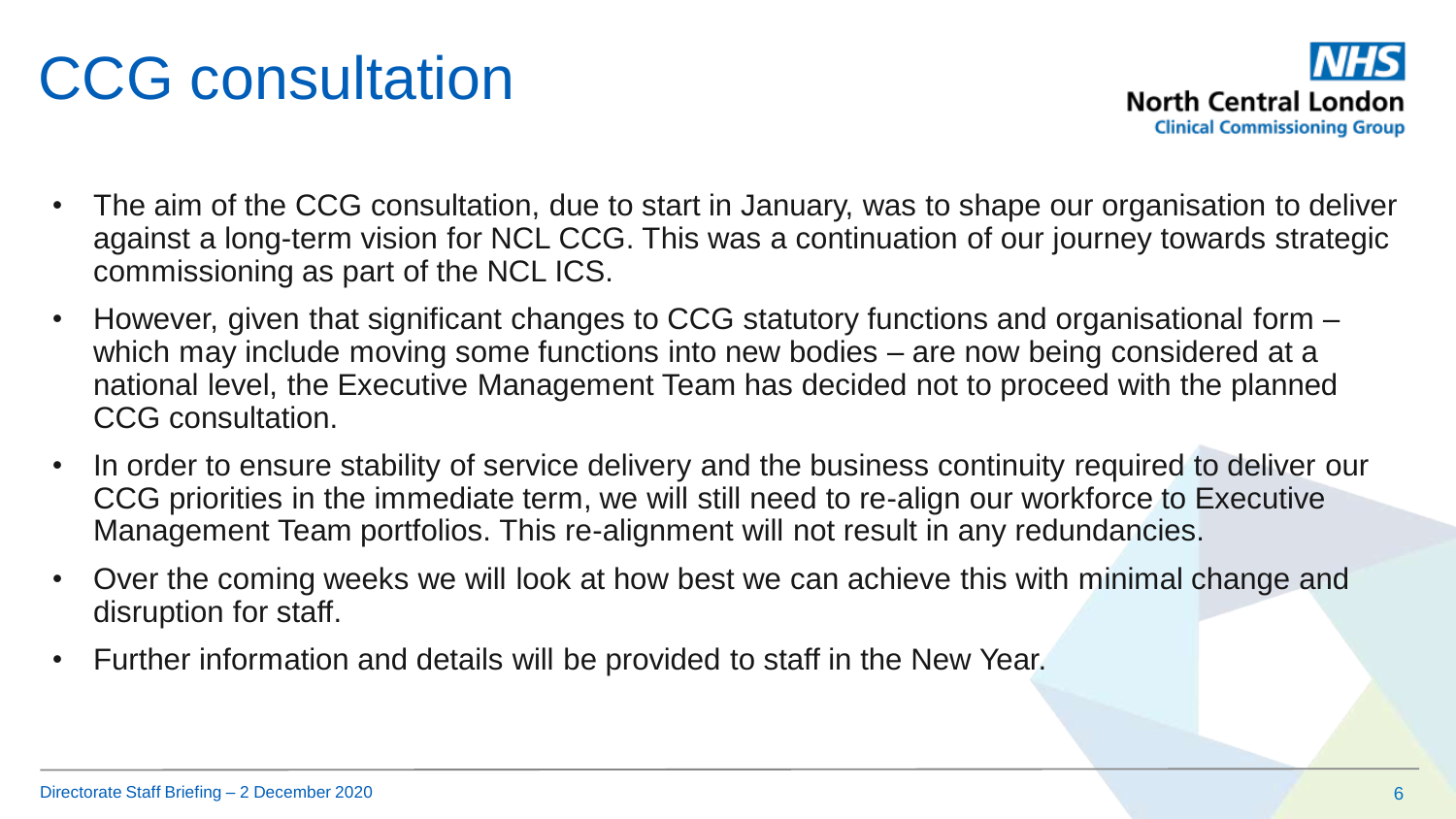# CCG consultation

NHS North Central London Clinical Commissioning Group

- The aim of the CCG consultation, due to start in January, was to shape our organisation to deliver against a long-term vision for NCL CCG. This was a continuation of our journey towards strategic commissioning as part of the NCL ICS.
- However, given that significant changes to CCG statutory functions and organisational form – which may include moving some functions into new bodies – are now being considered at a national level, the Executive Management Team has decided not to proceed with the planned CCG consultation.
- In order to ensure stability of service delivery and the business continuity required to deliver our CCG priorities in the immediate term, we will still need to re-align our workforce to Executive Management Team portfolios. This re-alignment will not result in any redundancies.
- Over the coming weeks we will look at how best we can achieve this with minimal change and disruption for staff.
- Further information and details will be provided to staff in the New Year.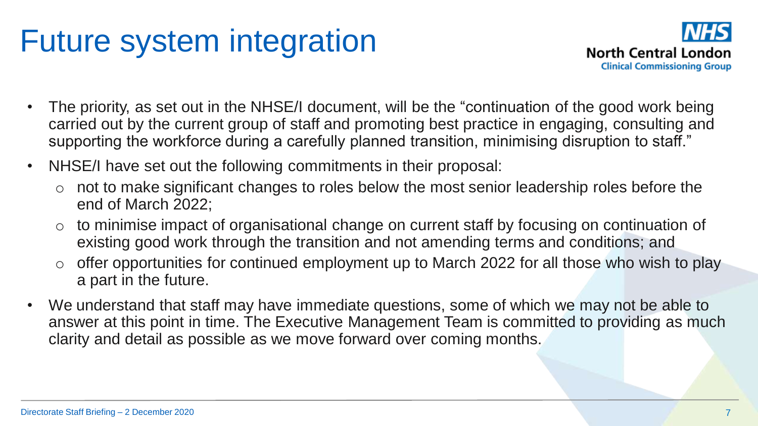# Future system integration

NHS North Central London Clinical Commissioning Group

- The priority, as set out in the NHSE/I document, will be the "continuation of the good work being carried out by the current group of staff and promoting best practice in engaging, consulting and supporting the workforce during a carefully planned transition, minimising disruption to staff."
- NHSE/I have set out the following commitments in their proposal:
  - not to make significant changes to roles below the most senior leadership roles before the end of March 2022;
  - to minimise impact of organisational change on current staff by focusing on continuation of existing good work through the transition and not amending terms and conditions; and
  - offer opportunities for continued employment up to March 2022 for all those who wish to play a part in the future.
- We understand that staff may have immediate questions, some of which we may not be able to answer at this point in time. The Executive Management Team is committed to providing as much clarity and detail as possible as we move forward over coming months.

Directorate Staff Briefing – 2 December 2020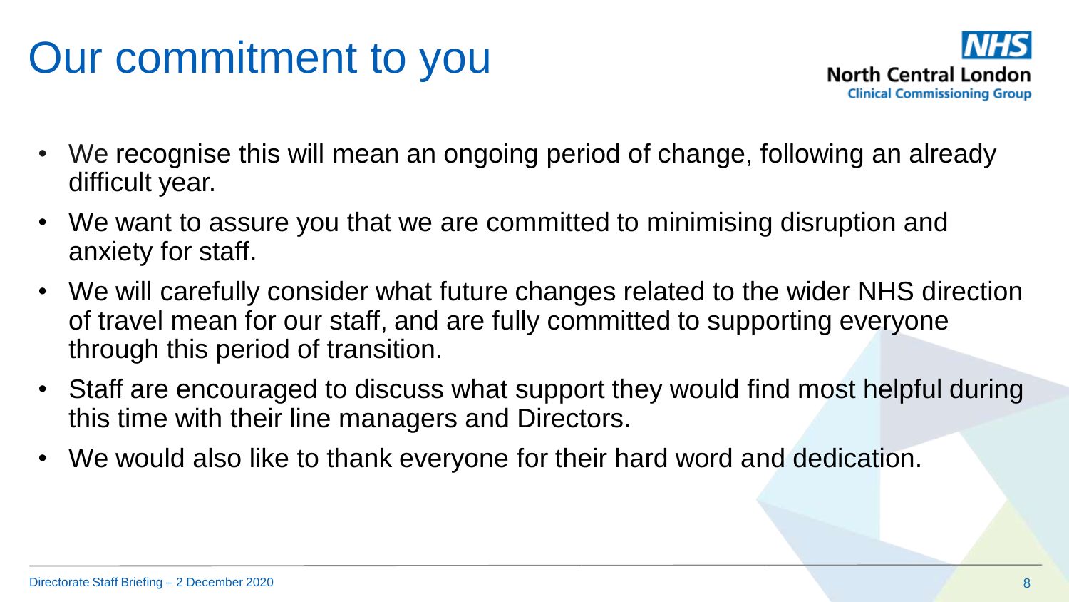# Our commitment to you

- We recognise this will mean an ongoing period of change, following an already difficult year.
- We want to assure you that we are committed to minimising disruption and anxiety for staff.
- We will carefully consider what future changes related to the wider NHS direction of travel mean for our staff, and are fully committed to supporting everyone through this period of transition.
- Staff are encouraged to discuss what support they would find most helpful during this time with their line managers and Directors.
- We would also like to thank everyone for their hard word and dedication.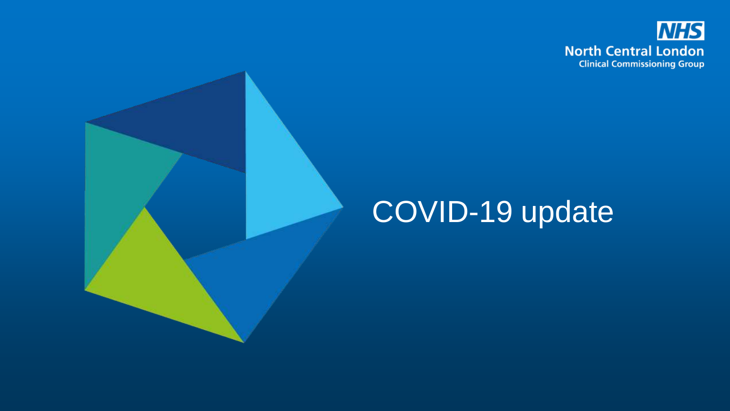# COVID-19 update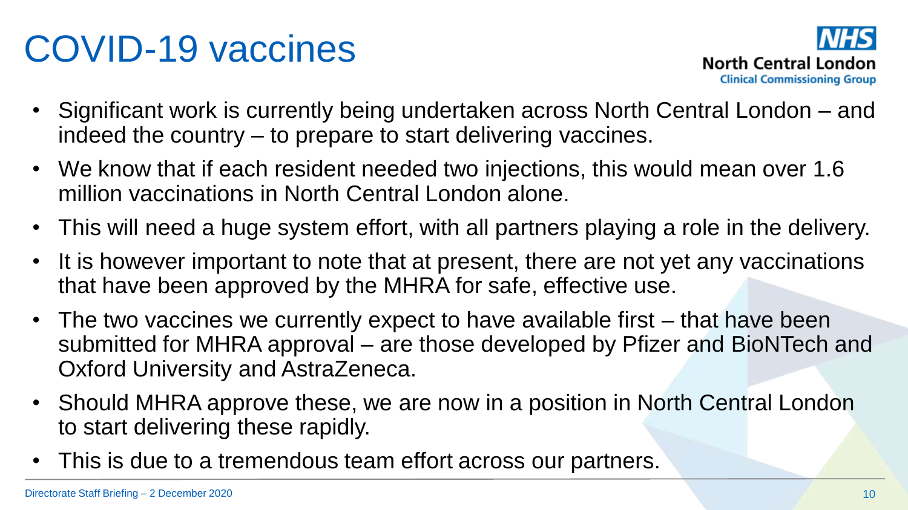# COVID-19 vaccines

NHS North Central London Clinical Commissioning Group

- Significant work is currently being undertaken across North Central London – and indeed the country – to prepare to start delivering vaccines.
- We know that if each resident needed two injections, this would mean over 1.6 million vaccinations in North Central London alone.
- This will need a huge system effort, with all partners playing a role in the delivery.
- It is however important to note that at present, there are not yet any vaccinations that have been approved by the MHRA for safe, effective use.
- The two vaccines we currently expect to have available first – that have been submitted for MHRA approval – are those developed by Pfizer and BioNTech and Oxford University and AstraZeneca.
- Should MHRA approve these, we are now in a position in North Central London to start delivering these rapidly.
- This is due to a tremendous team effort across our partners.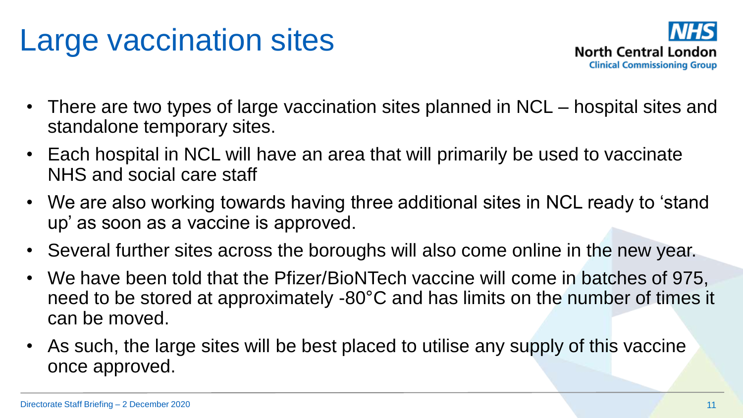# Large vaccination sites

North Central London
Clinical Commissioning Group

- There are two types of large vaccination sites planned in NCL – hospital sites and standalone temporary sites.
- Each hospital in NCL will have an area that will primarily be used to vaccinate NHS and social care staff
- We are also working towards having three additional sites in NCL ready to 'stand up' as soon as a vaccine is approved.
- Several further sites across the boroughs will also come online in the new year.
- We have been told that the Pfizer/BioNTech vaccine will come in batches of 975, need to be stored at approximately -80°C and has limits on the number of times it can be moved.
- As such, the large sites will be best placed to utilise any supply of this vaccine once approved.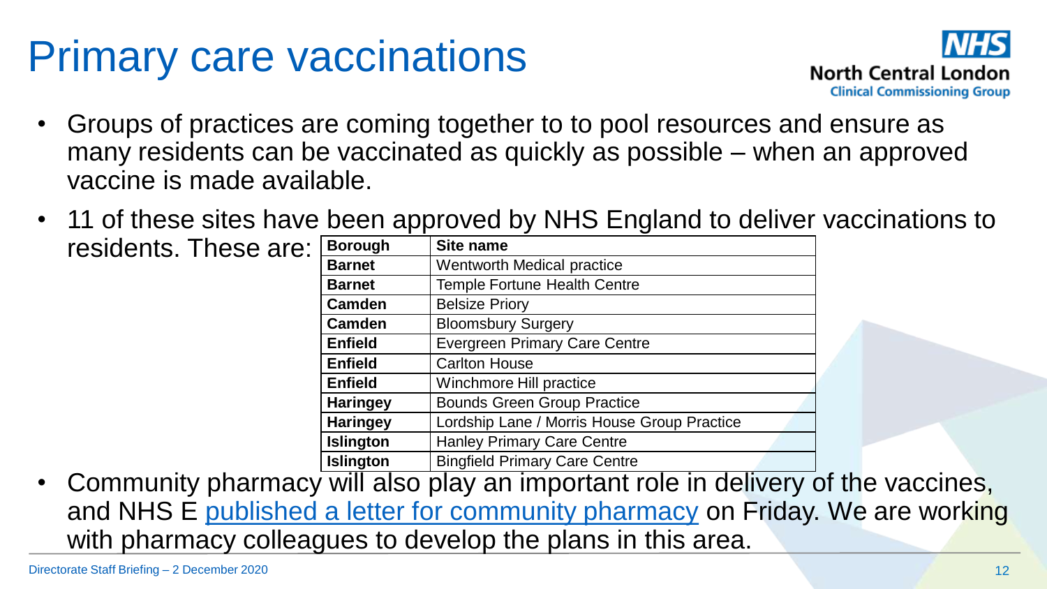# Primary care vaccinations

NHS North Central London Clinical Commissioning Group

- Groups of practices are coming together to to pool resources and ensure as many residents can be vaccinated as quickly as possible – when an approved vaccine is made available.
- 11 of these sites have been approved by NHS England to deliver vaccinations to residents. These are:

| Borough | Site name |
|---|---|
| **Barnet** | Wentworth Medical practice |
| **Barnet** | Temple Fortune Health Centre |
| **Camden** | Belsize Priory |
| **Camden** | Bloomsbury Surgery |
| **Enfield** | Evergreen Primary Care Centre |
| **Enfield** | Carlton House |
| **Enfield** | Winchmore Hill practice |
| **Haringey** | Bounds Green Group Practice |
| **Haringey** | Lordship Lane / Morris House Group Practice |
| **Islington** | Hanley Primary Care Centre |
| **Islington** | Bingfield Primary Care Centre |

- Community pharmacy will also play an important role in delivery of the vaccines, and NHS E published a letter for community pharmacy on Friday. We are working with pharmacy colleagues to develop the plans in this area.

Directorate Staff Briefing – 2 December 2020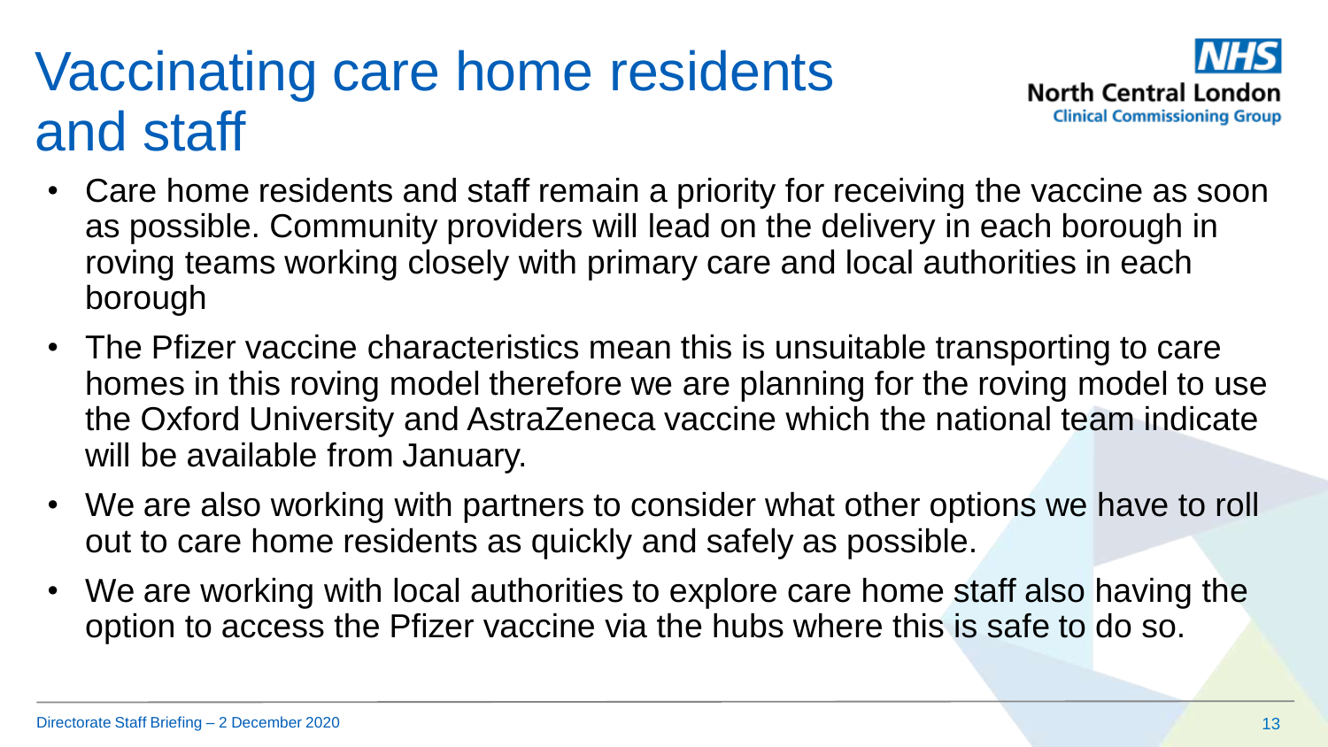# Vaccinating care home residents and staff

- Care home residents and staff remain a priority for receiving the vaccine as soon as possible. Community providers will lead on the delivery in each borough in roving teams working closely with primary care and local authorities in each borough
- The Pfizer vaccine characteristics mean this is unsuitable transporting to care homes in this roving model therefore we are planning for the roving model to use the Oxford University and AstraZeneca vaccine which the national team indicate will be available from January.
- We are also working with partners to consider what other options we have to roll out to care home residents as quickly and safely as possible.
- We are working with local authorities to explore care home staff also having the option to access the Pfizer vaccine via the hubs where this is safe to do so.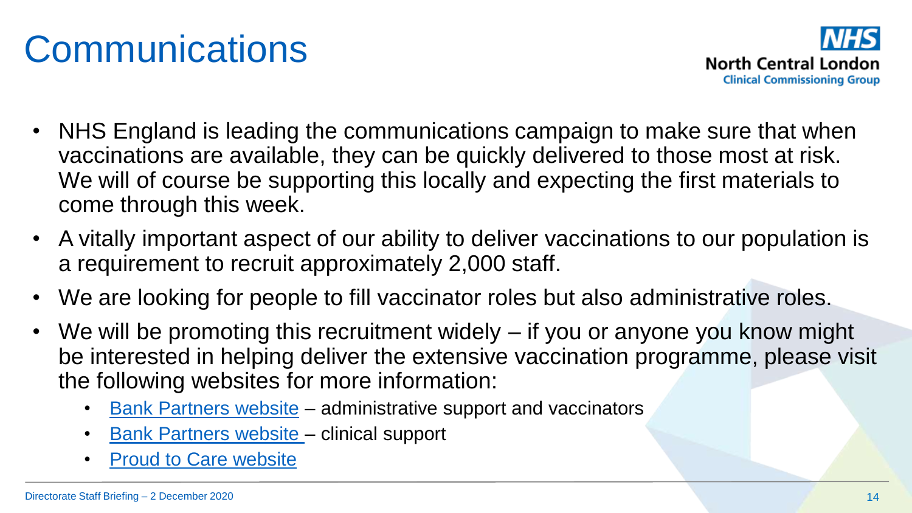# Communications

- NHS England is leading the communications campaign to make sure that when vaccinations are available, they can be quickly delivered to those most at risk. We will of course be supporting this locally and expecting the first materials to come through this week.
- A vitally important aspect of our ability to deliver vaccinations to our population is a requirement to recruit approximately 2,000 staff.
- We are looking for people to fill vaccinator roles but also administrative roles.
- We will be promoting this recruitment widely – if you or anyone you know might be interested in helping deliver the extensive vaccination programme, please visit the following websites for more information:
  - Bank Partners website – administrative support and vaccinators
  - Bank Partners website – clinical support
  - Proud to Care website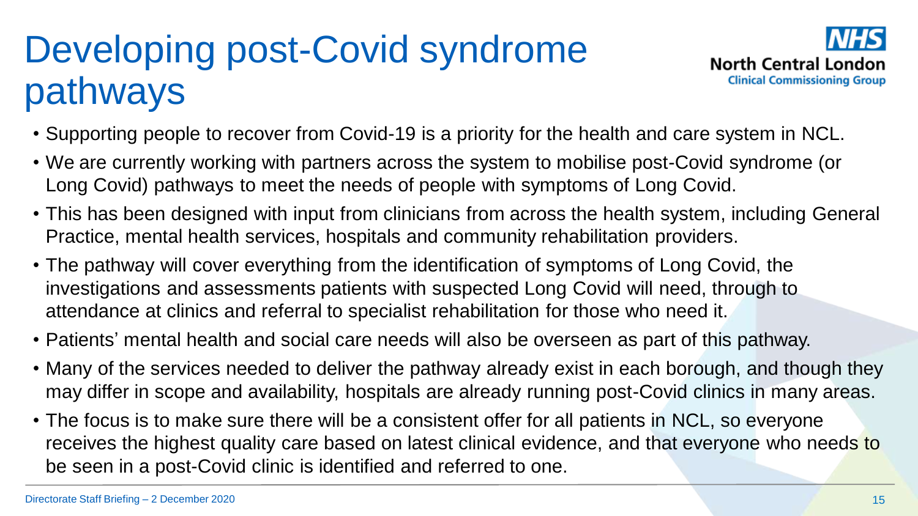# Developing post-Covid syndrome pathways

- Supporting people to recover from Covid-19 is a priority for the health and care system in NCL.
- We are currently working with partners across the system to mobilise post-Covid syndrome (or Long Covid) pathways to meet the needs of people with symptoms of Long Covid.
- This has been designed with input from clinicians from across the health system, including General Practice, mental health services, hospitals and community rehabilitation providers.
- The pathway will cover everything from the identification of symptoms of Long Covid, the investigations and assessments patients with suspected Long Covid will need, through to attendance at clinics and referral to specialist rehabilitation for those who need it.
- Patients' mental health and social care needs will also be overseen as part of this pathway.
- Many of the services needed to deliver the pathway already exist in each borough, and though they may differ in scope and availability, hospitals are already running post-Covid clinics in many areas.
- The focus is to make sure there will be a consistent offer for all patients in NCL, so everyone receives the highest quality care based on latest clinical evidence, and that everyone who needs to be seen in a post-Covid clinic is identified and referred to one.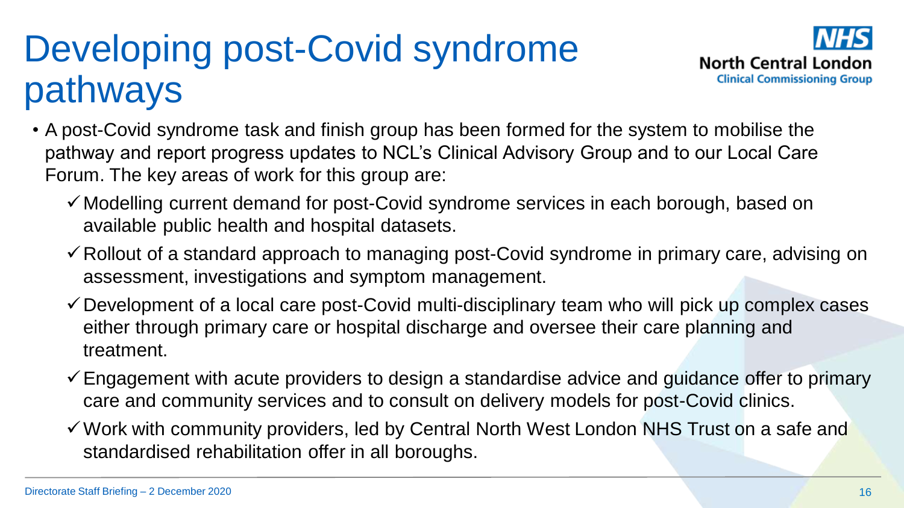# Developing post-Covid syndrome pathways

NHS North Central London Clinical Commissioning Group

- A post-Covid syndrome task and finish group has been formed for the system to mobilise the pathway and report progress updates to NCL's Clinical Advisory Group and to our Local Care Forum. The key areas of work for this group are:
  - ✓ Modelling current demand for post-Covid syndrome services in each borough, based on available public health and hospital datasets.
  - ✓ Rollout of a standard approach to managing post-Covid syndrome in primary care, advising on assessment, investigations and symptom management.
  - ✓ Development of a local care post-Covid multi-disciplinary team who will pick up complex cases either through primary care or hospital discharge and oversee their care planning and treatment.
  - ✓ Engagement with acute providers to design a standardise advice and guidance offer to primary care and community services and to consult on delivery models for post-Covid clinics.
  - ✓ Work with community providers, led by Central North West London NHS Trust on a safe and standardised rehabilitation offer in all boroughs.

Directorate Staff Briefing – 2 December 2020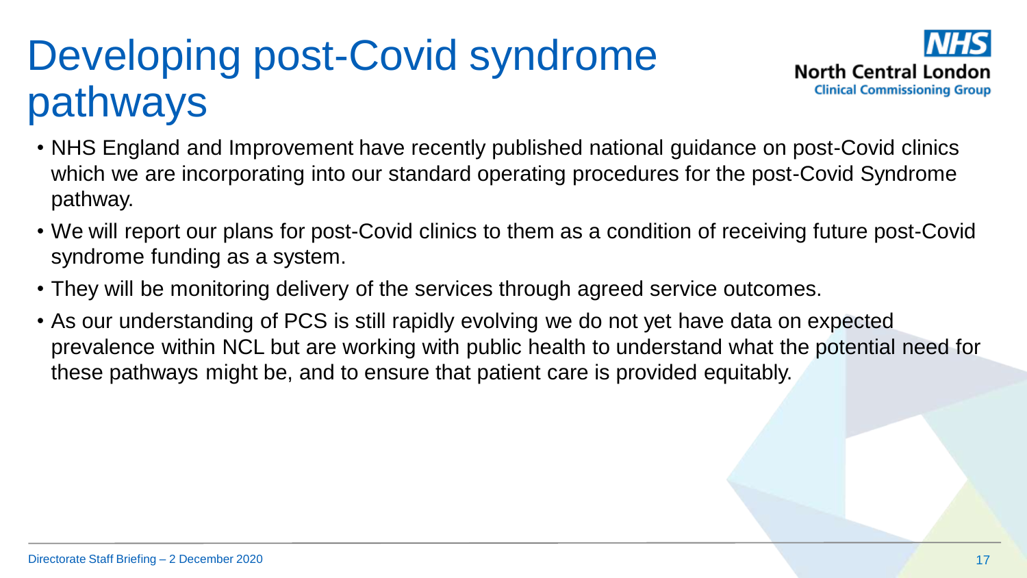# Developing post-Covid syndrome pathways

- NHS England and Improvement have recently published national guidance on post-Covid clinics which we are incorporating into our standard operating procedures for the post-Covid Syndrome pathway.
- We will report our plans for post-Covid clinics to them as a condition of receiving future post-Covid syndrome funding as a system.
- They will be monitoring delivery of the services through agreed service outcomes.
- As our understanding of PCS is still rapidly evolving we do not yet have data on expected prevalence within NCL but are working with public health to understand what the potential need for these pathways might be, and to ensure that patient care is provided equitably.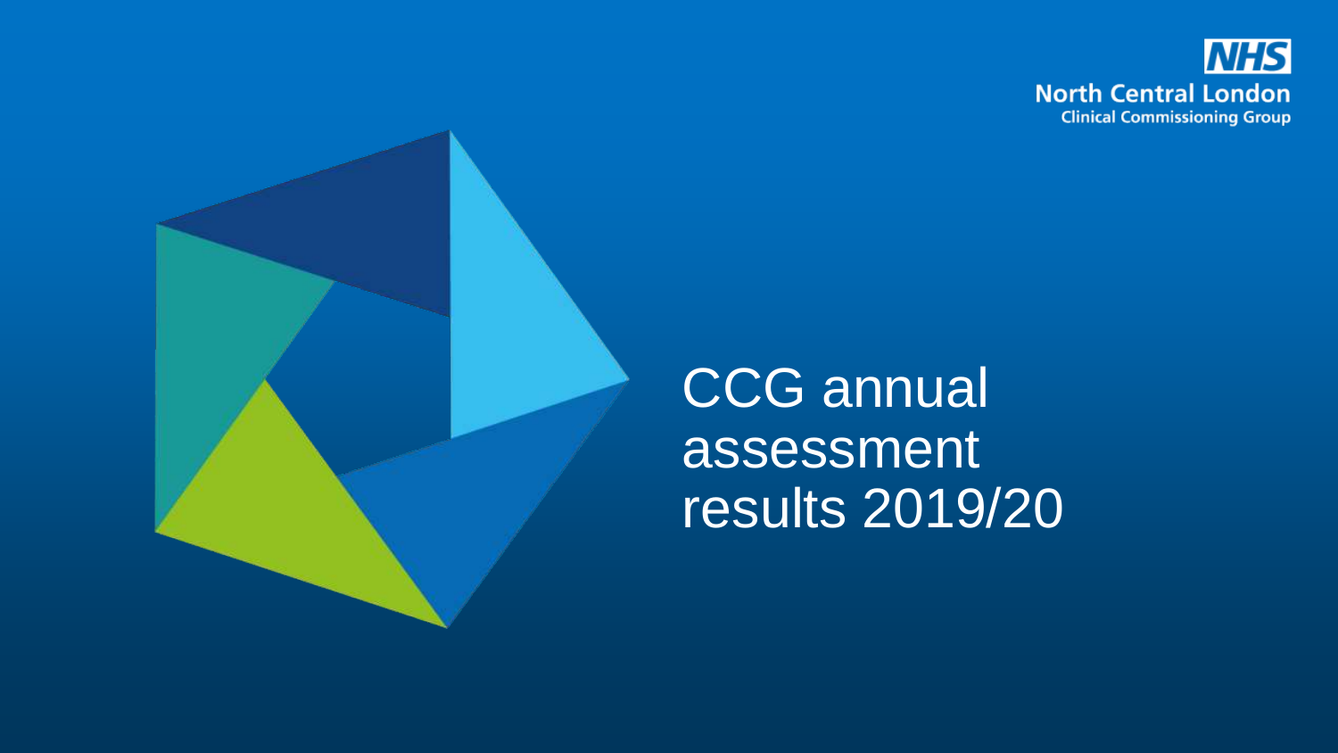NHS
North Central London
Clinical Commissioning Group

# CCG annual assessment results 2019/20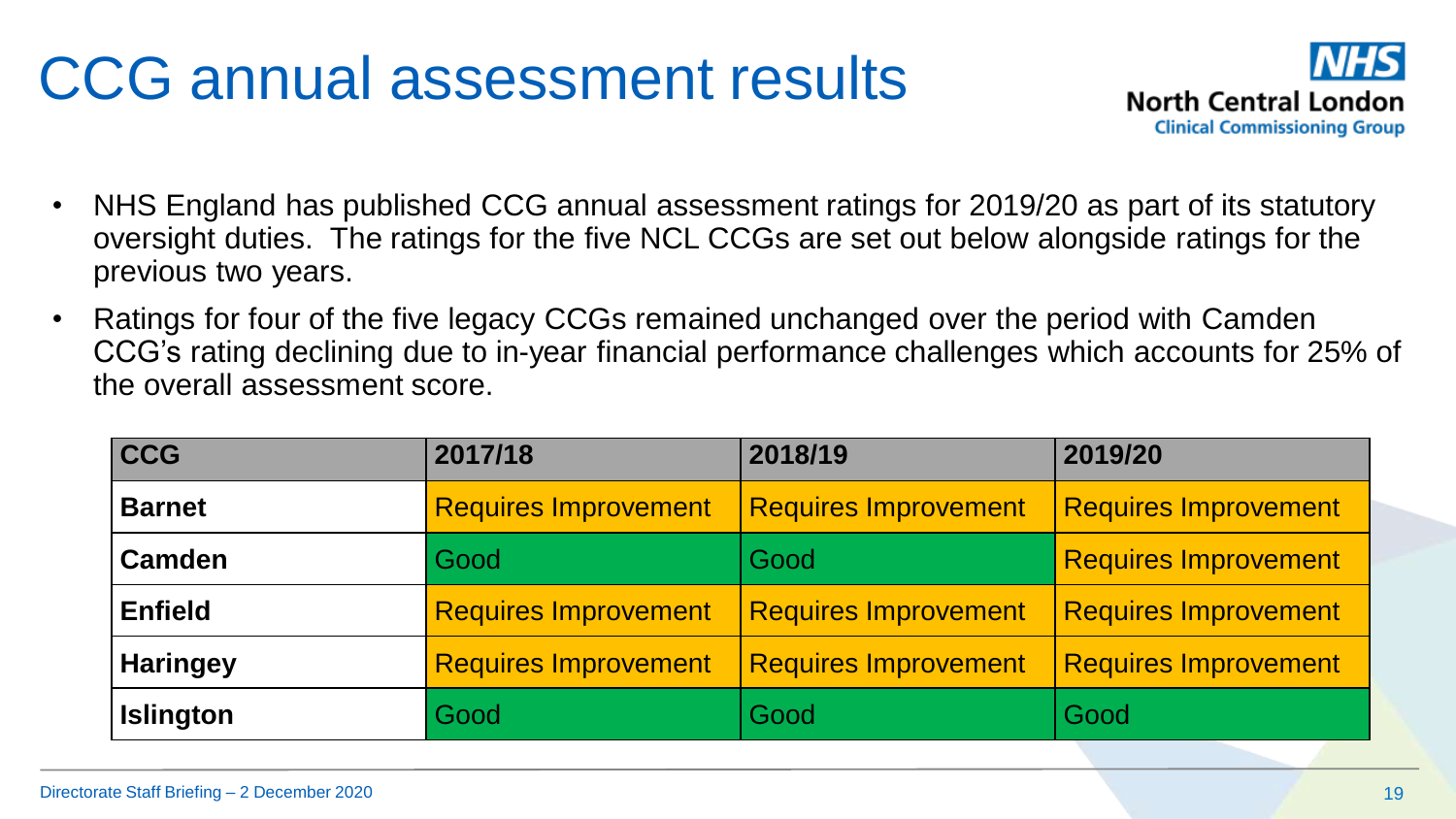# CCG annual assessment results

NHS North Central London Clinical Commissioning Group

- NHS England has published CCG annual assessment ratings for 2019/20 as part of its statutory oversight duties. The ratings for the five NCL CCGs are set out below alongside ratings for the previous two years.
- Ratings for four of the five legacy CCGs remained unchanged over the period with Camden CCG's rating declining due to in-year financial performance challenges which accounts for 25% of the overall assessment score.

| CCG | 2017/18 | 2018/19 | 2019/20 |
|---|---|---|---|
| **Barnet** | Requires Improvement | Requires Improvement | Requires Improvement |
| **Camden** | Good | Good | Requires Improvement |
| **Enfield** | Requires Improvement | Requires Improvement | Requires Improvement |
| **Haringey** | Requires Improvement | Requires Improvement | Requires Improvement |
| **Islington** | Good | Good | Good |

Directorate Staff Briefing – 2 December 2020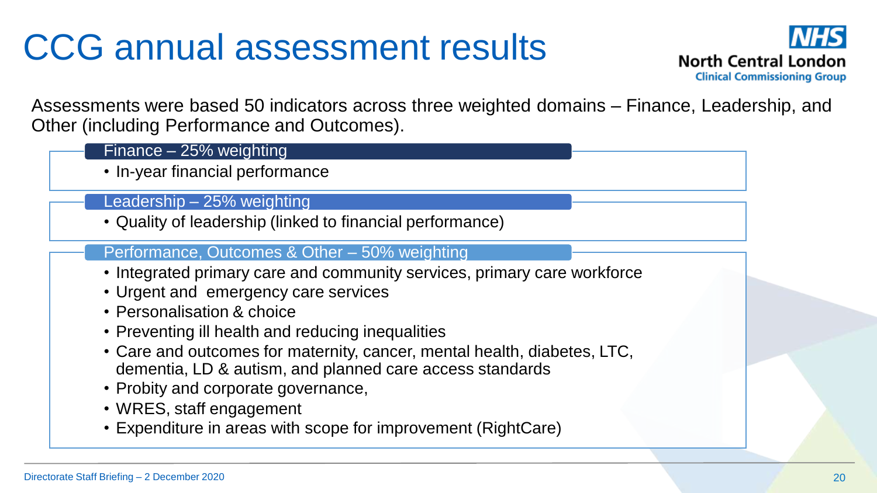# CCG annual assessment results

NHS North Central London Clinical Commissioning Group

Assessments were based 50 indicators across three weighted domains – Finance, Leadership, and Other (including Performance and Outcomes).

### Finance – 25% weighting

- In-year financial performance

### Leadership – 25% weighting

- Quality of leadership (linked to financial performance)

### Performance, Outcomes & Other – 50% weighting

- Integrated primary care and community services, primary care workforce
- Urgent and emergency care services
- Personalisation & choice
- Preventing ill health and reducing inequalities
- Care and outcomes for maternity, cancer, mental health, diabetes, LTC, dementia, LD & autism, and planned care access standards
- Probity and corporate governance,
- WRES, staff engagement
- Expenditure in areas with scope for improvement (RightCare)

Directorate Staff Briefing – 2 December 2020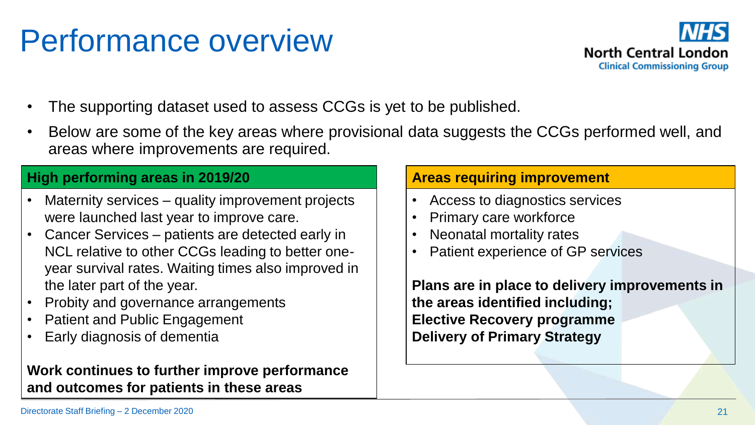# Performance overview

- The supporting dataset used to assess CCGs is yet to be published.
- Below are some of the key areas where provisional data suggests the CCGs performed well, and areas where improvements are required.

## High performing areas in 2019/20

- Maternity services – quality improvement projects were launched last year to improve care.
- Cancer Services – patients are detected early in NCL relative to other CCGs leading to better one-year survival rates. Waiting times also improved in the later part of the year.
- Probity and governance arrangements
- Patient and Public Engagement
- Early diagnosis of dementia

**Work continues to further improve performance and outcomes for patients in these areas**

## Areas requiring improvement

- Access to diagnostics services
- Primary care workforce
- Neonatal mortality rates
- Patient experience of GP services

**Plans are in place to delivery improvements in the areas identified including;**
**Elective Recovery programme**
**Delivery of Primary Strategy**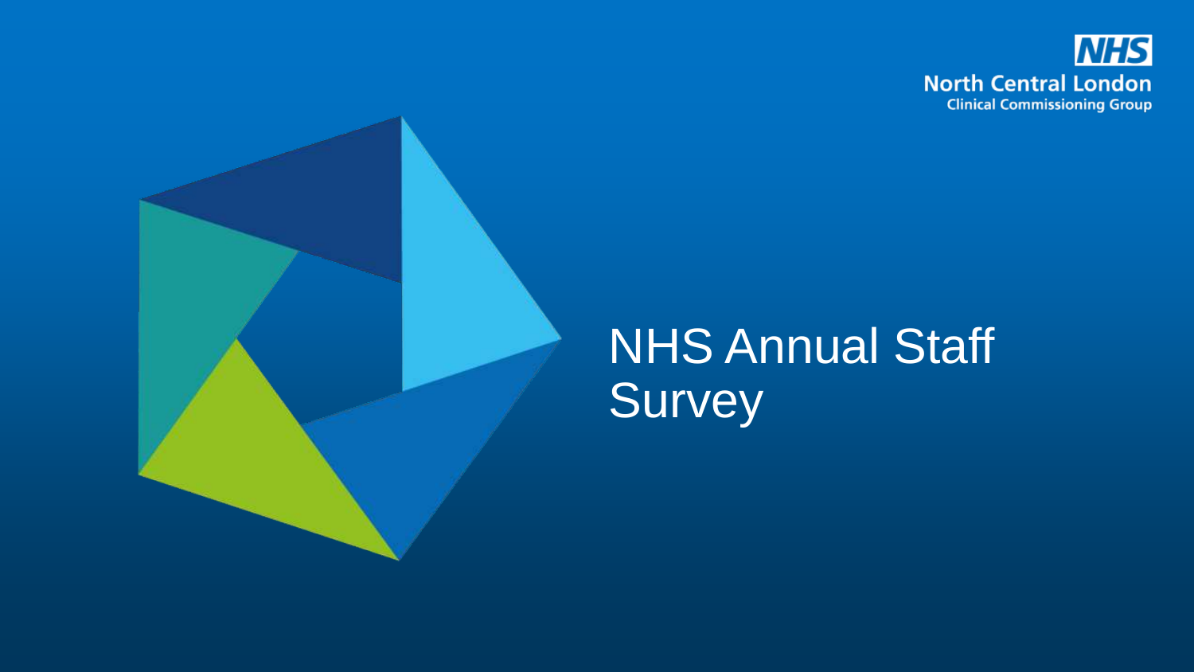NHS
North Central London
Clinical Commissioning Group

# NHS Annual Staff Survey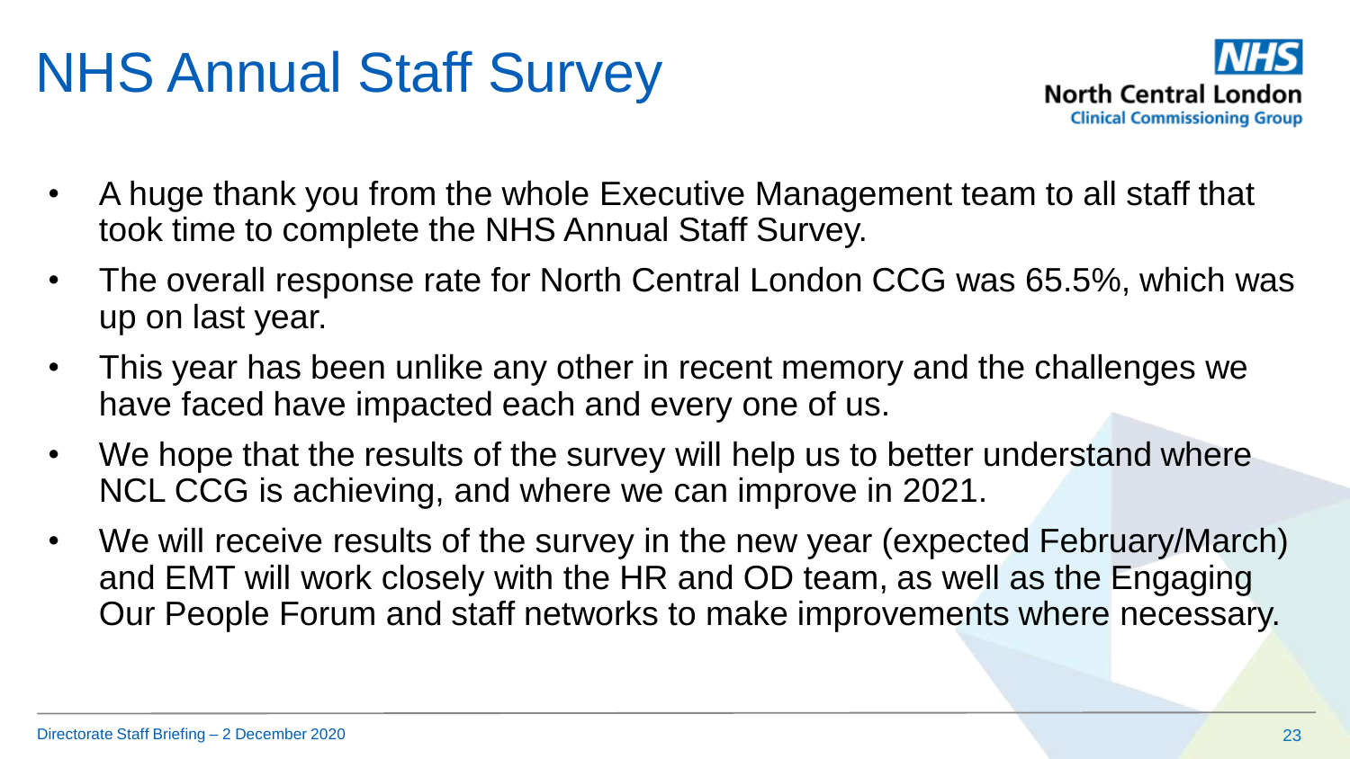# NHS Annual Staff Survey

NHS North Central London Clinical Commissioning Group

- A huge thank you from the whole Executive Management team to all staff that took time to complete the NHS Annual Staff Survey.
- The overall response rate for North Central London CCG was 65.5%, which was up on last year.
- This year has been unlike any other in recent memory and the challenges we have faced have impacted each and every one of us.
- We hope that the results of the survey will help us to better understand where NCL CCG is achieving, and where we can improve in 2021.
- We will receive results of the survey in the new year (expected February/March) and EMT will work closely with the HR and OD team, as well as the Engaging Our People Forum and staff networks to make improvements where necessary.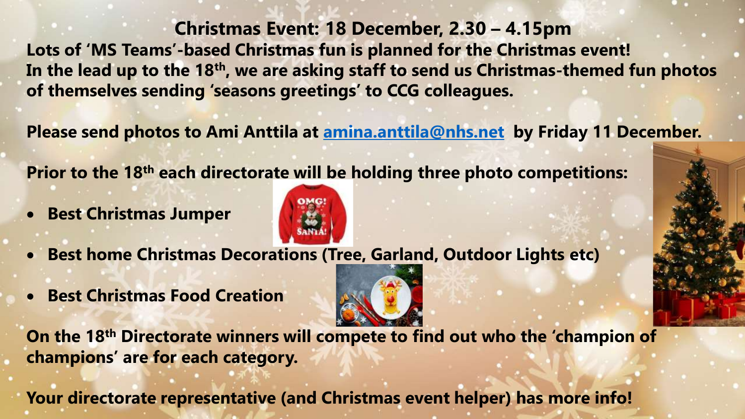## Christmas Event: 18 December, 2.30 – 4.15pm

**Lots of 'MS Teams'-based Christmas fun is planned for the Christmas event!**
**In the lead up to the 18th, we are asking staff to send us Christmas-themed fun photos of themselves sending 'seasons greetings' to CCG colleagues.**

**Please send photos to Ami Anttila at amina.anttila@nhs.net by Friday 11 December.**

**Prior to the 18th each directorate will be holding three photo competitions:**

- **Best Christmas Jumper**
- **Best home Christmas Decorations (Tree, Garland, Outdoor Lights etc)**
- **Best Christmas Food Creation**

**On the 18th Directorate winners will compete to find out who the 'champion of champions' are for each category.**

**Your directorate representative (and Christmas event helper) has more info!**